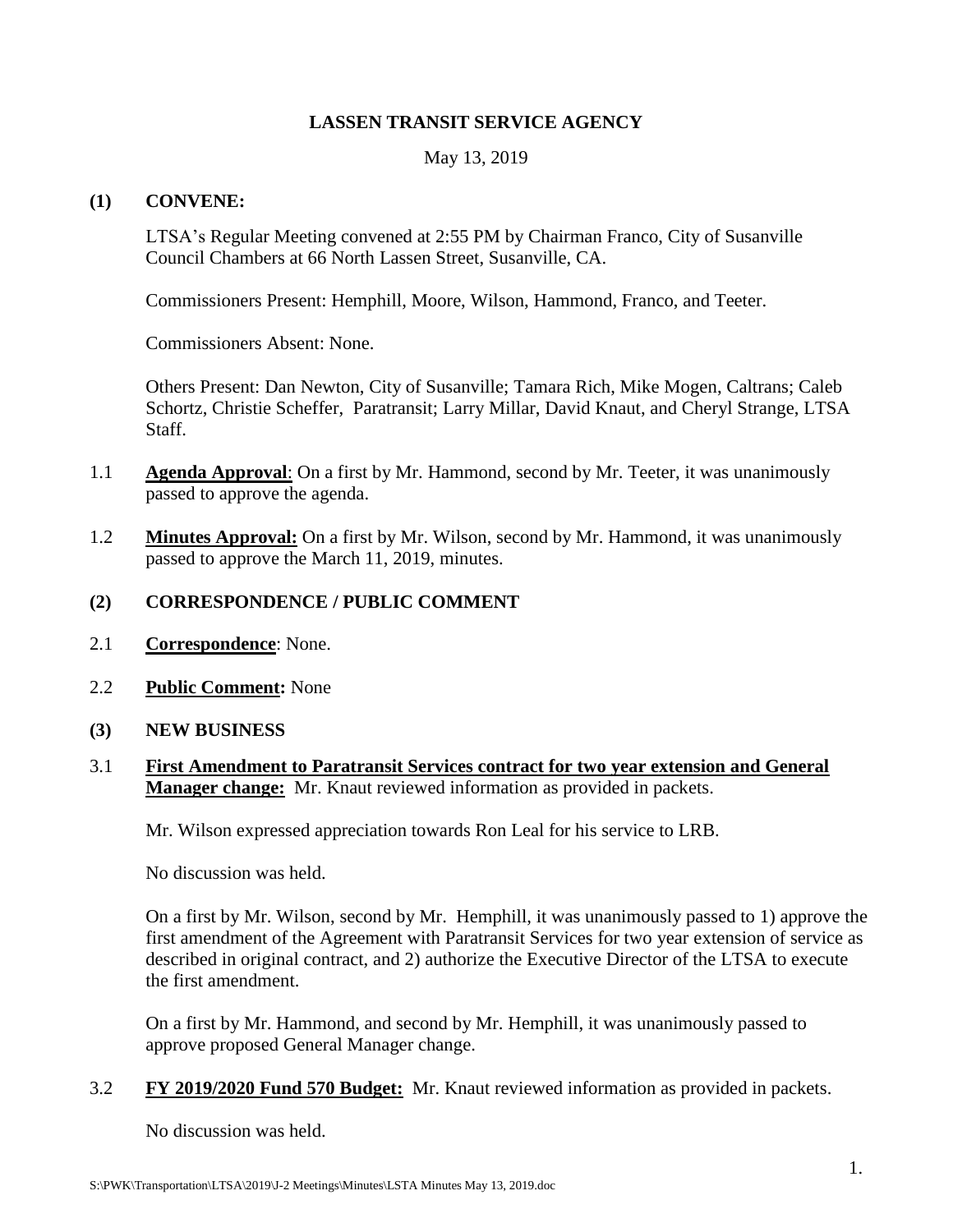# LASSEN TRANSIT SERVICE AGENCY

May 13, 2019

## (1) CONVENE:

LTSA's Regular Meeting convened at 2:55 PM by Chairman Franco, City of Susanville Council Chambers at 66 North Lassen Street, Susanville, CA.

Commissioners Present: Hemphill, Moore, Wilson, Hammond, Franco, and Teeter.

Commissioners Absent: None.

Others Present: Dan Newton, City of Susanville; Tamara Rich, Mike Mogen, Caltrans; Caleb Schortz, Christie Scheffer, Paratransit; Larry Millar, David Knaut, and Cheryl Strange, LTSA Staff.

1.1 **Agenda Approval**: On a first by Mr. Hammond, second by Mr. Teeter, it was unanimously passed to approve the agenda.

1.2 **Minutes Approval:** On a first by Mr. Wilson, second by Mr. Hammond, it was unanimously passed to approve the March 11, 2019, minutes.

## (2) CORRESPONDENCE / PUBLIC COMMENT

2.1 **Correspondence**: None.

2.2 **Public Comment:** None

## (3) NEW BUSINESS

3.1 **First Amendment to Paratransit Services contract for two year extension and General Manager change:** Mr. Knaut reviewed information as provided in packets.

Mr. Wilson expressed appreciation towards Ron Leal for his service to LRB.

No discussion was held.

On a first by Mr. Wilson, second by Mr. Hemphill, it was unanimously passed to 1) approve the first amendment of the Agreement with Paratransit Services for two year extension of service as described in original contract, and 2) authorize the Executive Director of the LTSA to execute the first amendment.

On a first by Mr. Hammond, and second by Mr. Hemphill, it was unanimously passed to approve proposed General Manager change.

3.2 **FY 2019/2020 Fund 570 Budget:** Mr. Knaut reviewed information as provided in packets.

No discussion was held.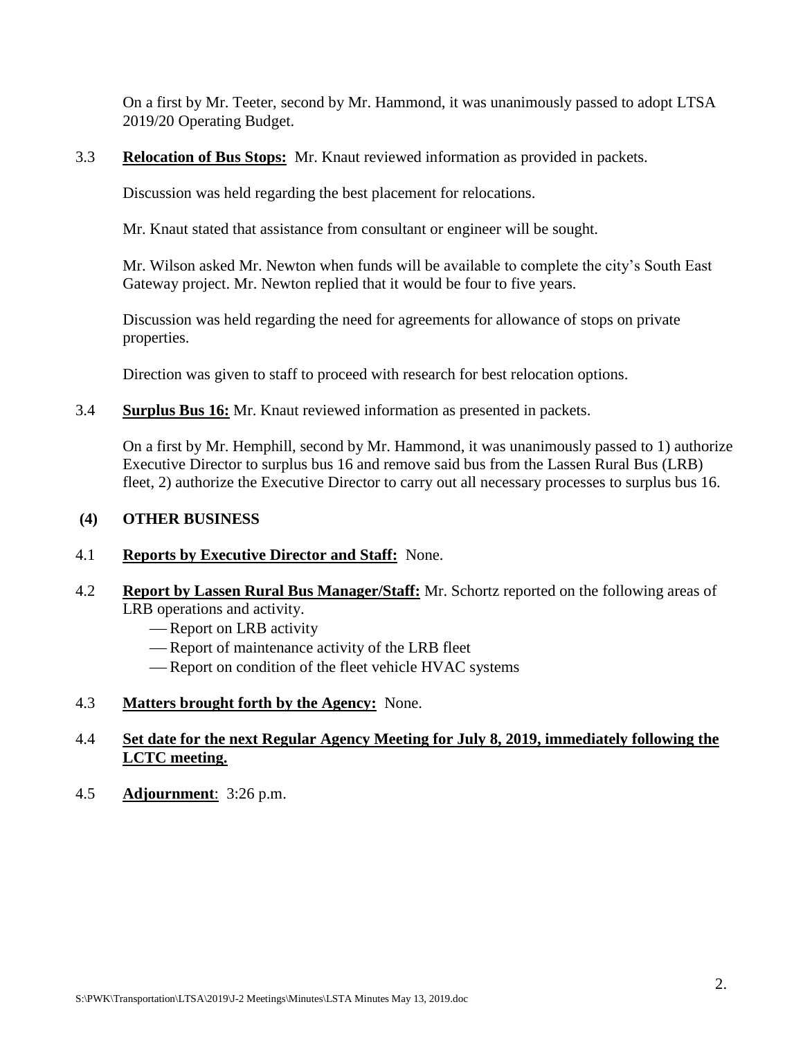On a first by Mr. Teeter, second by Mr. Hammond, it was unanimously passed to adopt LTSA 2019/20 Operating Budget.

3.3 **Relocation of Bus Stops:** Mr. Knaut reviewed information as provided in packets.

Discussion was held regarding the best placement for relocations.

Mr. Knaut stated that assistance from consultant or engineer will be sought.

Mr. Wilson asked Mr. Newton when funds will be available to complete the city's South East Gateway project. Mr. Newton replied that it would be four to five years.

Discussion was held regarding the need for agreements for allowance of stops on private properties.

Direction was given to staff to proceed with research for best relocation options.

3.4 **Surplus Bus 16:** Mr. Knaut reviewed information as presented in packets.

On a first by Mr. Hemphill, second by Mr. Hammond, it was unanimously passed to 1) authorize Executive Director to surplus bus 16 and remove said bus from the Lassen Rural Bus (LRB) fleet, 2) authorize the Executive Director to carry out all necessary processes to surplus bus 16.

**(4) OTHER BUSINESS**

4.1 **Reports by Executive Director and Staff:** None.

4.2 **Report by Lassen Rural Bus Manager/Staff:** Mr. Schortz reported on the following areas of LRB operations and activity.

- Report on LRB activity
- Report of maintenance activity of the LRB fleet
- Report on condition of the fleet vehicle HVAC systems

4.3 **Matters brought forth by the Agency:** None.

4.4 **Set date for the next Regular Agency Meeting for July 8, 2019, immediately following the LCTC meeting.**

4.5 **Adjournment**: 3:26 p.m.